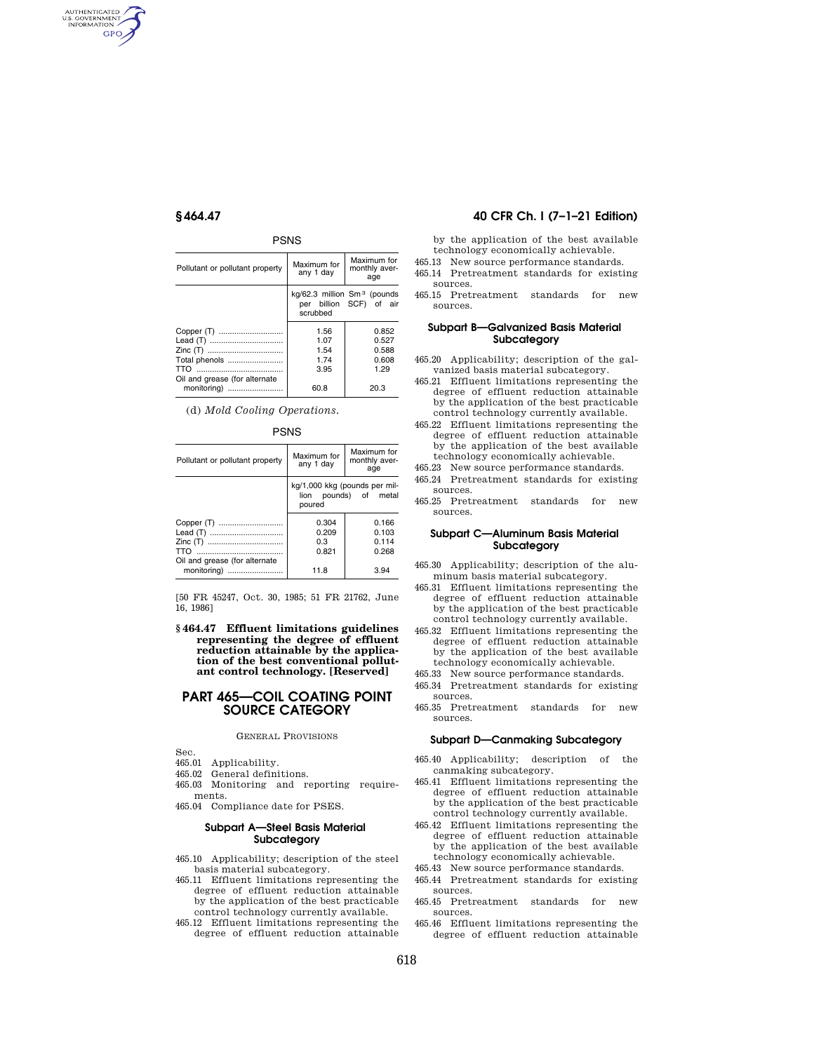PSNS

| Pollutant or pollutant property | Maximum for any 1 day | Maximum for monthly average |
|---|---|---|
| | kg/62.3 million $Sm^3$ (pounds per billion SCF) of air scrubbed | |
| Copper (T) | 1.56 | 0.852 |
| Lead (T) | 1.07 | 0.527 |
| Zinc (T) | 1.54 | 0.588 |
| Total phenols | 1.74 | 0.608 |
| TTO | 3.95 | 1.29 |
| Oil and grease (for alternate monitoring) | 60.8 | 20.3 |

(d) *Mold Cooling Operations.*

PSNS

| Pollutant or pollutant property | Maximum for any 1 day | Maximum for monthly average |
|---|---|---|
| | kg/1,000 kkg (pounds per million pounds) of metal poured | |
| Copper (T) | 0.304 | 0.166 |
| Lead (T) | 0.209 | 0.103 |
| Zinc (T) | 0.3 | 0.114 |
| TTO | 0.821 | 0.268 |
| Oil and grease (for alternate monitoring) | 11.8 | 3.94 |

[50 FR 45247, Oct. 30, 1985; 51 FR 21762, June 16, 1986]

**§ 464.47 Effluent limitations guidelines representing the degree of effluent reduction attainable by the application of the best conventional pollutant control technology. [Reserved]**

# PART 465—COIL COATING POINT SOURCE CATEGORY

GENERAL PROVISIONS

Sec.
465.01 Applicability.
465.02 General definitions.
465.03 Monitoring and reporting requirements.
465.04 Compliance date for PSES.

### Subpart A—Steel Basis Material Subcategory

465.10 Applicability; description of the steel basis material subcategory.
465.11 Effluent limitations representing the degree of effluent reduction attainable by the application of the best practicable control technology currently available.
465.12 Effluent limitations representing the degree of effluent reduction attainable by the application of the best available technology economically achievable.
465.13 New source performance standards.
465.14 Pretreatment standards for existing sources.
465.15 Pretreatment standards for new sources.

### Subpart B—Galvanized Basis Material Subcategory

465.20 Applicability; description of the galvanized basis material subcategory.
465.21 Effluent limitations representing the degree of effluent reduction attainable by the application of the best practicable control technology currently available.
465.22 Effluent limitations representing the degree of effluent reduction attainable by the application of the best available technology economically achievable.
465.23 New source performance standards.
465.24 Pretreatment standards for existing sources.
465.25 Pretreatment standards for new sources.

### Subpart C—Aluminum Basis Material Subcategory

465.30 Applicability; description of the aluminum basis material subcategory.
465.31 Effluent limitations representing the degree of effluent reduction attainable by the application of the best practicable control technology currently available.
465.32 Effluent limitations representing the degree of effluent reduction attainable by the application of the best available technology economically achievable.
465.33 New source performance standards.
465.34 Pretreatment standards for existing sources.
465.35 Pretreatment standards for new sources.

### Subpart D—Canmaking Subcategory

465.40 Applicability; description of the canmaking subcategory.
465.41 Effluent limitations representing the degree of effluent reduction attainable by the application of the best practicable control technology currently available.
465.42 Effluent limitations representing the degree of effluent reduction attainable by the application of the best available technology economically achievable.
465.43 New source performance standards.
465.44 Pretreatment standards for existing sources.
465.45 Pretreatment standards for new sources.
465.46 Effluent limitations representing the degree of effluent reduction attainable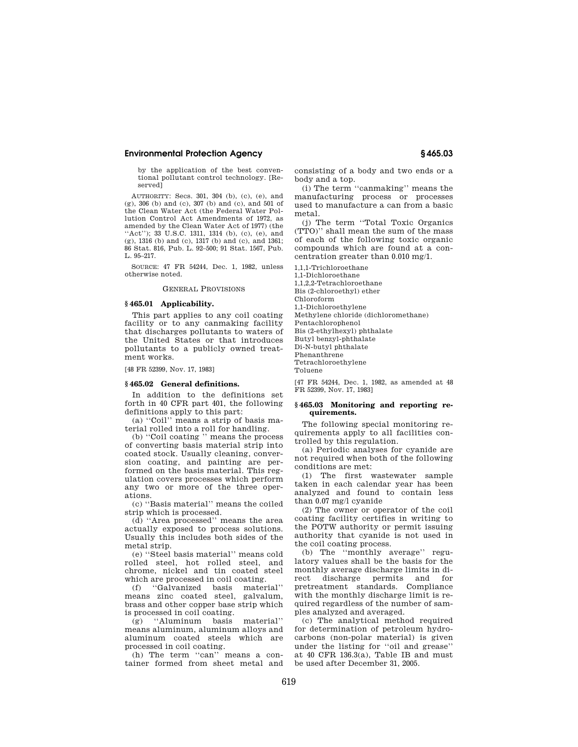by the application of the best conventional pollutant control technology. [Reserved]

AUTHORITY: Secs. 301, 304 (b), (c), (e), and (g), 306 (b) and (c), 307 (b) and (c), and 501 of the Clean Water Act (the Federal Water Pollution Control Act Amendments of 1972, as amended by the Clean Water Act of 1977) (the ''Act''); 33 U.S.C. 1311, 1314 (b), (c), (e), and (g), 1316 (b) and (c), 1317 (b) and (c), and 1361; 86 Stat. 816, Pub. L. 92–500; 91 Stat. 1567, Pub. L. 95–217.

SOURCE: 47 FR 54244, Dec. 1, 1982, unless otherwise noted.

GENERAL PROVISIONS

### § 465.01 Applicability.

This part applies to any coil coating facility or to any canmaking facility that discharges pollutants to waters of the United States or that introduces pollutants to a publicly owned treatment works.

[48 FR 52399, Nov. 17, 1983]

### § 465.02 General definitions.

In addition to the definitions set forth in 40 CFR part 401, the following definitions apply to this part:

(a) ''Coil'' means a strip of basis material rolled into a roll for handling.

(b) ''Coil coating '' means the process of converting basis material strip into coated stock. Usually cleaning, conversion coating, and painting are performed on the basis material. This regulation covers processes which perform any two or more of the three operations.

(c) ''Basis material'' means the coiled strip which is processed.

(d) ''Area processed'' means the area actually exposed to process solutions. Usually this includes both sides of the metal strip.

(e) ''Steel basis material'' means cold rolled steel, hot rolled steel, and chrome, nickel and tin coated steel which are processed in coil coating.

(f) ''Galvanized basis material'' means zinc coated steel, galvalum, brass and other copper base strip which is processed in coil coating.

(g) ''Aluminum basis material'' means aluminum, aluminum alloys and aluminum coated steels which are processed in coil coating.

(h) The term ''can'' means a container formed from sheet metal and consisting of a body and two ends or a body and a top.

(i) The term ''canmaking'' means the manufacturing process or processes used to manufacture a can from a basic metal.

(j) The term ''Total Toxic Organics (TTO)'' shall mean the sum of the mass of each of the following toxic organic compounds which are found at a concentration greater than 0.010 mg/1.

1,1,1-Trichloroethane
1,1-Dichloroethane
1,1,2,2-Tetrachloroethane
Bis (2-chloroethyl) ether
Chloroform
1,1-Dichloroethylene
Methylene chloride (dichloromethane)
Pentachlorophenol
Bis (2-ethylhexyl) phthalate
Butyl benzyl-phthalate
Di-N-butyl phthalate
Phenanthrene
Tetrachloroethylene
Toluene

[47 FR 54244, Dec. 1, 1982, as amended at 48 FR 52399, Nov. 17, 1983]

### § 465.03 Monitoring and reporting requirements.

The following special monitoring requirements apply to all facilities controlled by this regulation.

(a) Periodic analyses for cyanide are not required when both of the following conditions are met:

(1) The first wastewater sample taken in each calendar year has been analyzed and found to contain less than 0.07 mg/l cyanide

(2) The owner or operator of the coil coating facility certifies in writing to the POTW authority or permit issuing authority that cyanide is not used in the coil coating process.

(b) The ''monthly average'' regulatory values shall be the basis for the monthly average discharge limits in direct discharge permits and for pretreatment standards. Compliance with the monthly discharge limit is required regardless of the number of samples analyzed and averaged.

(c) The analytical method required for determination of petroleum hydrocarbons (non-polar material) is given under the listing for ''oil and grease'' at 40 CFR 136.3(a), Table IB and must be used after December 31, 2005.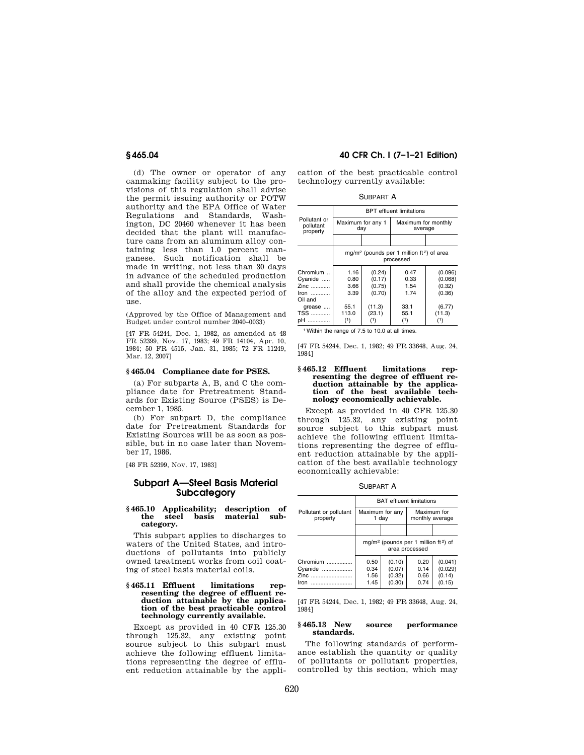(d) The owner or operator of any canmaking facility subject to the provisions of this regulation shall advise the permit issuing authority or POTW authority and the EPA Office of Water Regulations and Standards, Washington, DC 20460 whenever it has been decided that the plant will manufacture cans from an aluminum alloy containing less than 1.0 percent manganese. Such notification shall be made in writing, not less than 30 days in advance of the scheduled production and shall provide the chemical analysis of the alloy and the expected period of use.

(Approved by the Office of Management and Budget under control number 2040–0033)

[47 FR 54244, Dec. 1, 1982, as amended at 48 FR 52399, Nov. 17, 1983; 49 FR 14104, Apr. 10, 1984; 50 FR 4515, Jan. 31, 1985; 72 FR 11249, Mar. 12, 2007]

### § 465.04 Compliance date for PSES.

(a) For subparts A, B, and C the compliance date for Pretreatment Standards for Existing Source (PSES) is December 1, 1985.

(b) For subpart D, the compliance date for Pretreatment Standards for Existing Sources will be as soon as possible, but in no case later than November 17, 1986.

[48 FR 52399, Nov. 17, 1983]

## Subpart A—Steel Basis Material Subcategory

### § 465.10 Applicability; description of the steel basis material subcategory.

This subpart applies to discharges to waters of the United States, and introductions of pollutants into publicly owned treatment works from coil coating of steel basis material coils.

### § 465.11 Effluent limitations representing the degree of effluent reduction attainable by the application of the best practicable control technology currently available.

Except as provided in 40 CFR 125.30 through 125.32, any existing point source subject to this subpart must achieve the following effluent limitations representing the degree of effluent reduction attainable by the application of the best practicable control technology currently available:

SUBPART A

| Pollutant or pollutant property | BPT effluent limitations | | | |
|---|---|---|---|---|
| | Maximum for any 1 day | | Maximum for monthly average | |
| | mg/m² (pounds per 1 million ft²) of area processed | | | |
| Chromium | 1.16 | (0.24) | 0.47 | (0.096) |
| Cyanide | 0.80 | (0.17) | 0.33 | (0.068) |
| Zinc | 3.66 | (0.75) | 1.54 | (0.32) |
| Iron | 3.39 | (0.70) | 1.74 | (0.36) |
| Oil and grease | 55.1 | (11.3) | 33.1 | (6.77) |
| TSS | 113.0 | (23.1) | 55.1 | (11.3) |
| pH | (1) | (1) | (1) | (1) |

[1] Within the range of 7.5 to 10.0 at all times.

[47 FR 54244, Dec. 1, 1982; 49 FR 33648, Aug. 24, 1984]

### § 465.12 Effluent limitations representing the degree of effluent reduction attainable by the application of the best available technology economically achievable.

Except as provided in 40 CFR 125.30 through 125.32, any existing point source subject to this subpart must achieve the following effluent limitations representing the degree of effluent reduction attainable by the application of the best available technology economically achievable:

SUBPART A

| Pollutant or pollutant property | BAT effluent limitations | | | |
|---|---|---|---|---|
| | Maximum for any 1 day | | Maximum for monthly average | |
| | mg/m² (pounds per 1 million ft²) of area processed | | | |
| Chromium | 0.50 | (0.10) | 0.20 | (0.041) |
| Cyanide | 0.34 | (0.07) | 0.14 | (0.029) |
| Zinc | 1.56 | (0.32) | 0.66 | (0.14) |
| Iron | 1.45 | (0.30) | 0.74 | (0.15) |

[47 FR 54244, Dec. 1, 1982; 49 FR 33648, Aug. 24, 1984]

### § 465.13 New source performance standards.

The following standards of performance establish the quantity or quality of pollutants or pollutant properties, controlled by this section, which may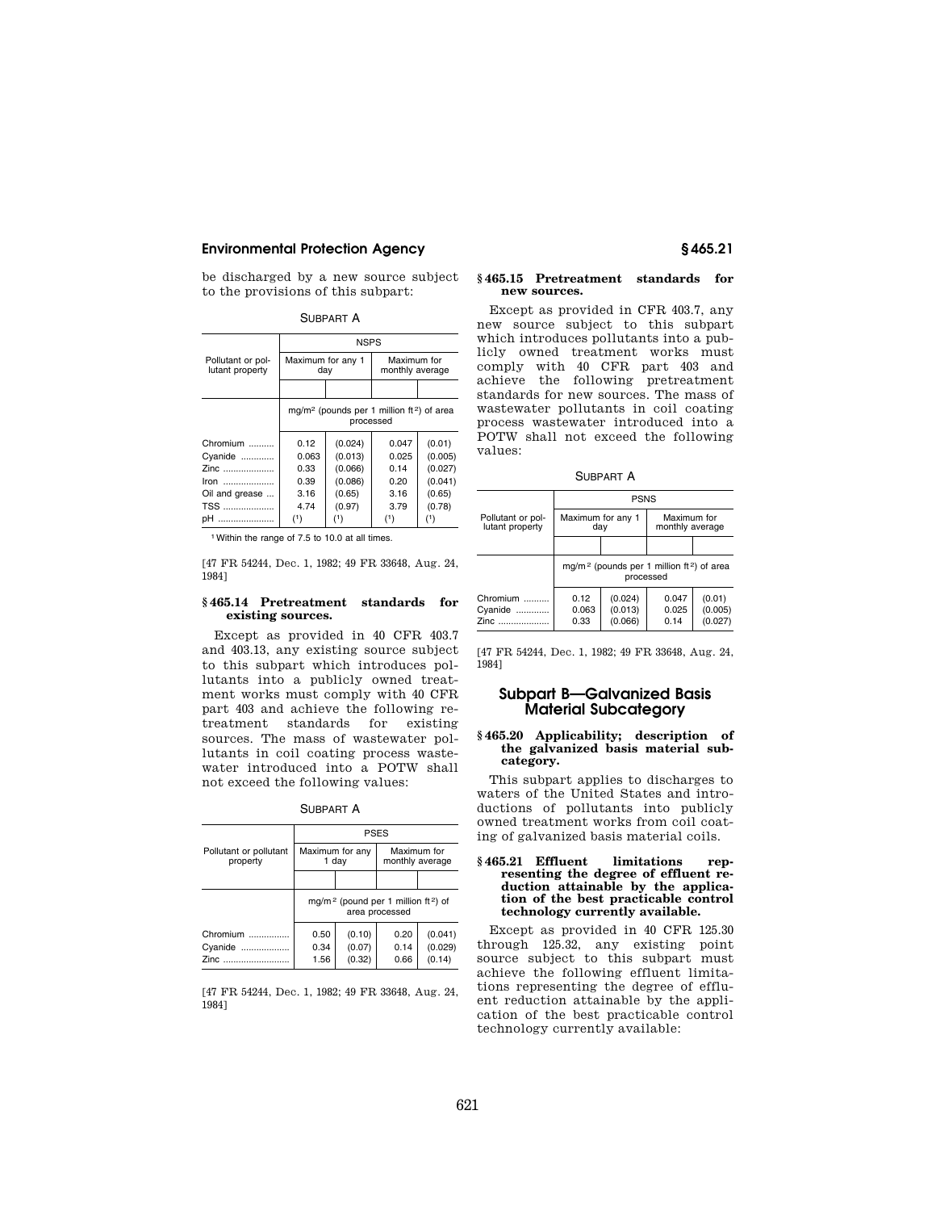be discharged by a new source subject to the provisions of this subpart:

SUBPART A

| Pollutant or pollutant property | NSPS | | | |
|---|---|---|---|---|
| | Maximum for any 1 day | | Maximum for monthly average | |
| | mg/m² (pounds per 1 million ft²) of area processed | | | |
| Chromium | 0.12 | (0.024) | 0.047 | (0.01) |
| Cyanide | 0.063 | (0.013) | 0.025 | (0.005) |
| Zinc | 0.33 | (0.066) | 0.14 | (0.027) |
| Iron | 0.39 | (0.086) | 0.20 | (0.041) |
| Oil and grease | 3.16 | (0.65) | 3.16 | (0.65) |
| TSS | 4.74 | (0.97) | 3.79 | (0.78) |
| pH | (1) | (1) | (1) | (1) |

[1] Within the range of 7.5 to 10.0 at all times.

[47 FR 54244, Dec. 1, 1982; 49 FR 33648, Aug. 24, 1984]

### § 465.14 Pretreatment standards for existing sources.

Except as provided in 40 CFR 403.7 and 403.13, any existing source subject to this subpart which introduces pollutants into a publicly owned treatment works must comply with 40 CFR part 403 and achieve the following retreatment standards for existing sources. The mass of wastewater pollutants in coil coating process wastewater introduced into a POTW shall not exceed the following values:

SUBPART A

| Pollutant or pollutant property | PSES | | | |
|---|---|---|---|---|
| | Maximum for any 1 day | | Maximum for monthly average | |
| | mg/m² (pound per 1 million ft²) of area processed | | | |
| Chromium | 0.50 | (0.10) | 0.20 | (0.041) |
| Cyanide | 0.34 | (0.07) | 0.14 | (0.029) |
| Zinc | 1.56 | (0.32) | 0.66 | (0.14) |

[47 FR 54244, Dec. 1, 1982; 49 FR 33648, Aug. 24, 1984]

### § 465.15 Pretreatment standards for new sources.

Except as provided in CFR 403.7, any new source subject to this subpart which introduces pollutants into a publicly owned treatment works must comply with 40 CFR part 403 and achieve the following pretreatment standards for new sources. The mass of wastewater pollutants in coil coating process wastewater introduced into a POTW shall not exceed the following values:

SUBPART A

| Pollutant or pollutant property | PSNS | | | |
|---|---|---|---|---|
| | Maximum for any 1 day | | Maximum for monthly average | |
| | mg/m² (pounds per 1 million ft²) of area processed | | | |
| Chromium | 0.12 | (0.024) | 0.047 | (0.01) |
| Cyanide | 0.063 | (0.013) | 0.025 | (0.005) |
| Zinc | 0.33 | (0.066) | 0.14 | (0.027) |

[47 FR 54244, Dec. 1, 1982; 49 FR 33648, Aug. 24, 1984]

## Subpart B—Galvanized Basis Material Subcategory

### § 465.20 Applicability; description of the galvanized basis material subcategory.

This subpart applies to discharges to waters of the United States and introductions of pollutants into publicly owned treatment works from coil coating of galvanized basis material coils.

### § 465.21 Effluent limitations representing the degree of effluent reduction attainable by the application of the best practicable control technology currently available.

Except as provided in 40 CFR 125.30 through 125.32, any existing point source subject to this subpart must achieve the following effluent limitations representing the degree of effluent reduction attainable by the application of the best practicable control technology currently available: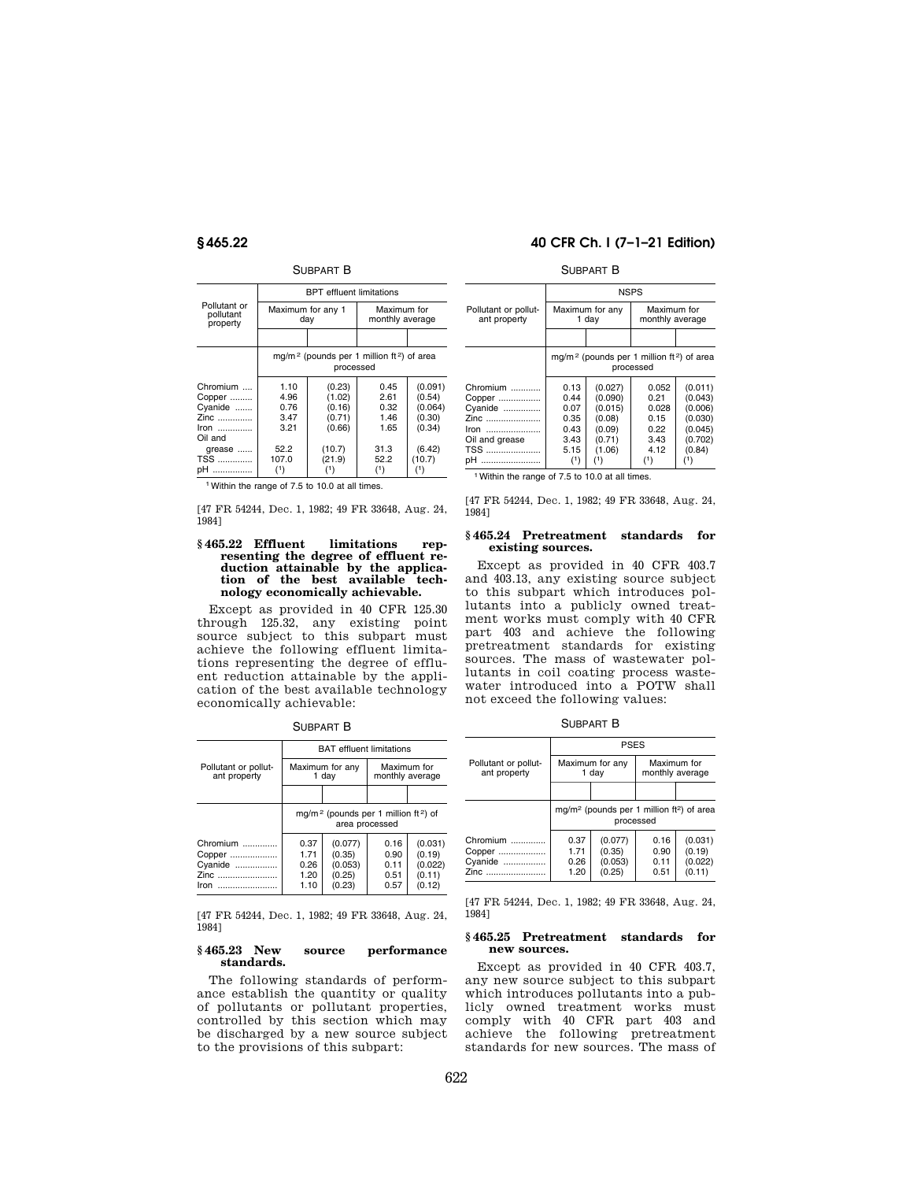SUBPART B

| Pollutant or pollutant property | BPT effluent limitations | | | |
|---|---|---|---|---|
| | Maximum for any 1 day | | Maximum for monthly average | |
| | mg/m[2] (pounds per 1 million ft[2]) of area processed | | | |
| Chromium | 1.10 | (0.23) | 0.45 | (0.091) |
| Copper | 4.96 | (1.02) | 2.61 | (0.54) |
| Cyanide | 0.76 | (0.16) | 0.32 | (0.064) |
| Zinc | 3.47 | (0.71) | 1.46 | (0.30) |
| Iron | 3.21 | (0.66) | 1.65 | (0.34) |
| Oil and grease | 52.2 | (10.7) | 31.3 | (6.42) |
| TSS | 107.0 | (21.9) | 52.2 | (10.7) |
| pH | (1) | (1) | (1) | (1) |

[1] Within the range of 7.5 to 10.0 at all times.

[47 FR 54244, Dec. 1, 1982; 49 FR 33648, Aug. 24, 1984]

## § 465.22 Effluent limitations representing the degree of effluent reduction attainable by the application of the best available technology economically achievable.

Except as provided in 40 CFR 125.30 through 125.32, any existing point source subject to this subpart must achieve the following effluent limitations representing the degree of effluent reduction attainable by the application of the best available technology economically achievable:

SUBPART B

| Pollutant or pollutant property | BAT effluent limitations | | | |
|---|---|---|---|---|
| | Maximum for any 1 day | | Maximum for monthly average | |
| | mg/m[2] (pounds per 1 million ft[2]) of area processed | | | |
| Chromium | 0.37 | (0.077) | 0.16 | (0.031) |
| Copper | 1.71 | (0.35) | 0.90 | (0.19) |
| Cyanide | 0.26 | (0.053) | 0.11 | (0.022) |
| Zinc | 1.20 | (0.25) | 0.51 | (0.11) |
| Iron | 1.10 | (0.23) | 0.57 | (0.12) |

[47 FR 54244, Dec. 1, 1982; 49 FR 33648, Aug. 24, 1984]

## § 465.23 New source performance standards.

The following standards of performance establish the quantity or quality of pollutants or pollutant properties, controlled by this section which may be discharged by a new source subject to the provisions of this subpart:

SUBPART B

| Pollutant or pollutant property | NSPS | | | |
|---|---|---|---|---|
| | Maximum for any 1 day | | Maximum for monthly average | |
| | mg/m[2] (pounds per 1 million ft[2]) of area processed | | | |
| Chromium | 0.13 | (0.027) | 0.052 | (0.011) |
| Copper | 0.44 | (0.090) | 0.21 | (0.043) |
| Cyanide | 0.07 | (0.015) | 0.028 | (0.006) |
| Zinc | 0.35 | (0.08) | 0.15 | (0.030) |
| Iron | 0.43 | (0.09) | 0.22 | (0.045) |
| Oil and grease | 3.43 | (0.71) | 3.43 | (0.702) |
| TSS | 5.15 | (1.06) | 4.12 | (0.84) |
| pH | (1) | (1) | (1) | (1) |

[1] Within the range of 7.5 to 10.0 at all times.

[47 FR 54244, Dec. 1, 1982; 49 FR 33648, Aug. 24, 1984]

## § 465.24 Pretreatment standards for existing sources.

Except as provided in 40 CFR 403.7 and 403.13, any existing source subject to this subpart which introduces pollutants into a publicly owned treatment works must comply with 40 CFR part 403 and achieve the following pretreatment standards for existing sources. The mass of wastewater pollutants in coil coating process wastewater introduced into a POTW shall not exceed the following values:

SUBPART B

| Pollutant or pollutant property | PSES | | | |
|---|---|---|---|---|
| | Maximum for any 1 day | | Maximum for monthly average | |
| | mg/m[2] (pounds per 1 million ft[2]) of area processed | | | |
| Chromium | 0.37 | (0.077) | 0.16 | (0.031) |
| Copper | 1.71 | (0.35) | 0.90 | (0.19) |
| Cyanide | 0.26 | (0.053) | 0.11 | (0.022) |
| Zinc | 1.20 | (0.25) | 0.51 | (0.11) |

[47 FR 54244, Dec. 1, 1982; 49 FR 33648, Aug. 24, 1984]

## § 465.25 Pretreatment standards for new sources.

Except as provided in 40 CFR 403.7, any new source subject to this subpart which introduces pollutants into a publicly owned treatment works must comply with 40 CFR part 403 and achieve the following pretreatment standards for new sources. The mass of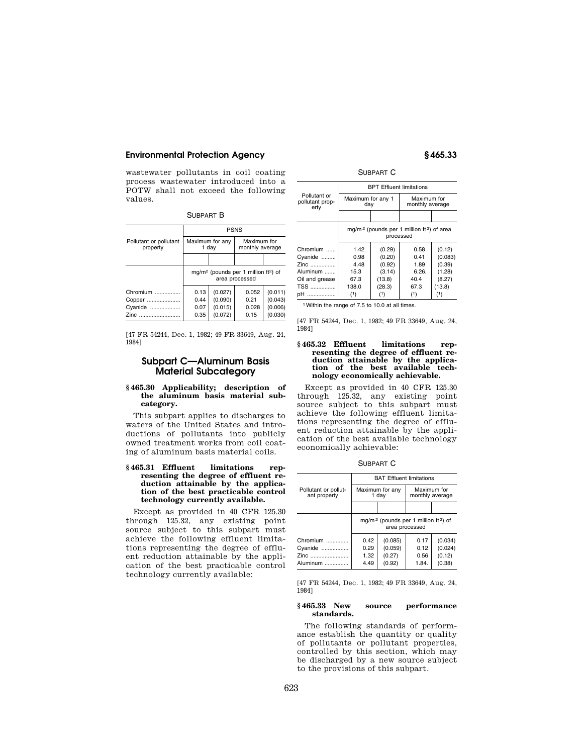wastewater pollutants in coil coating process wastewater introduced into a POTW shall not exceed the following values.

SUBPART B

| Pollutant or pollutant property | PSNS | | | |
|---|---|---|---|---|
| | Maximum for any 1 day | | Maximum for monthly average | |
| | mg/m² (pounds per 1 million ft²) of area processed | | | |
| Chromium | 0.13 | (0.027) | 0.052 | (0.011) |
| Copper | 0.44 | (0.090) | 0.21 | (0.043) |
| Cyanide | 0.07 | (0.015) | 0.028 | (0.006) |
| Zinc | 0.35 | (0.072) | 0.15 | (0.030) |

[47 FR 54244, Dec. 1, 1982; 49 FR 33649, Aug. 24, 1984]

## Subpart C—Aluminum Basis Material Subcategory

### § 465.30 Applicability; description of the aluminum basis material subcategory.

This subpart applies to discharges to waters of the United States and introductions of pollutants into publicly owned treatment works from coil coating of aluminum basis material coils.

### § 465.31 Effluent limitations representing the degree of effluent reduction attainable by the application of the best practicable control technology currently available.

Except as provided in 40 CFR 125.30 through 125.32, any existing point source subject to this subpart must achieve the following effluent limitations representing the degree of effluent reduction attainable by the application of the best practicable control technology currently available:

SUBPART C

| Pollutant or pollutant property | BPT Effluent limitations | | | |
|---|---|---|---|---|
| | Maximum for any 1 day | | Maximum for monthly average | |
| | mg/m² (pounds per 1 million ft²) of area processed | | | |
| Chromium | 1.42 | (0.29) | 0.58 | (0.12) |
| Cyanide | 0.98 | (0.20) | 0.41 | (0.083) |
| Zinc | 4.48 | (0.92) | 1.89 | (0.39) |
| Aluminum | 15.3 | (3.14) | 6.26. | (1.28) |
| Oil and grease | 67.3 | (13.8) | 40.4 | (8.27) |
| TSS | 138.0 | (28.3) | 67.3 | (13.8) |
| pH | (1) | (1) | (1) | (1) |

[1] Within the range of 7.5 to 10.0 at all times.

[47 FR 54244, Dec. 1, 1982; 49 FR 33649, Aug. 24, 1984]

### § 465.32 Effluent limitations representing the degree of effluent reduction attainable by the application of the best available technology economically achievable.

Except as provided in 40 CFR 125.30 through 125.32, any existing point source subject to this subpart must achieve the following effluent limitations representing the degree of effluent reduction attainable by the application of the best available technology economically achievable:

SUBPART C

| Pollutant or pollutant property | BAT Effluent limitations | | | |
|---|---|---|---|---|
| | Maximum for any 1 day | | Maximum for monthly average | |
| | mg/m² (pounds per 1 million ft²) of area processed | | | |
| Chromium | 0.42 | (0.085) | 0.17 | (0.034) |
| Cyanide | 0.29 | (0.059) | 0.12 | (0.024) |
| Zinc | 1.32 | (0.27) | 0.56 | (0.12) |
| Aluminum | 4.49 | (0.92) | 1.84. | (0.38) |

[47 FR 54244, Dec. 1, 1982; 49 FR 33649, Aug. 24, 1984]

### § 465.33 New source performance standards.

The following standards of performance establish the quantity or quality of pollutants or pollutant properties, controlled by this section, which may be discharged by a new source subject to the provisions of this subpart.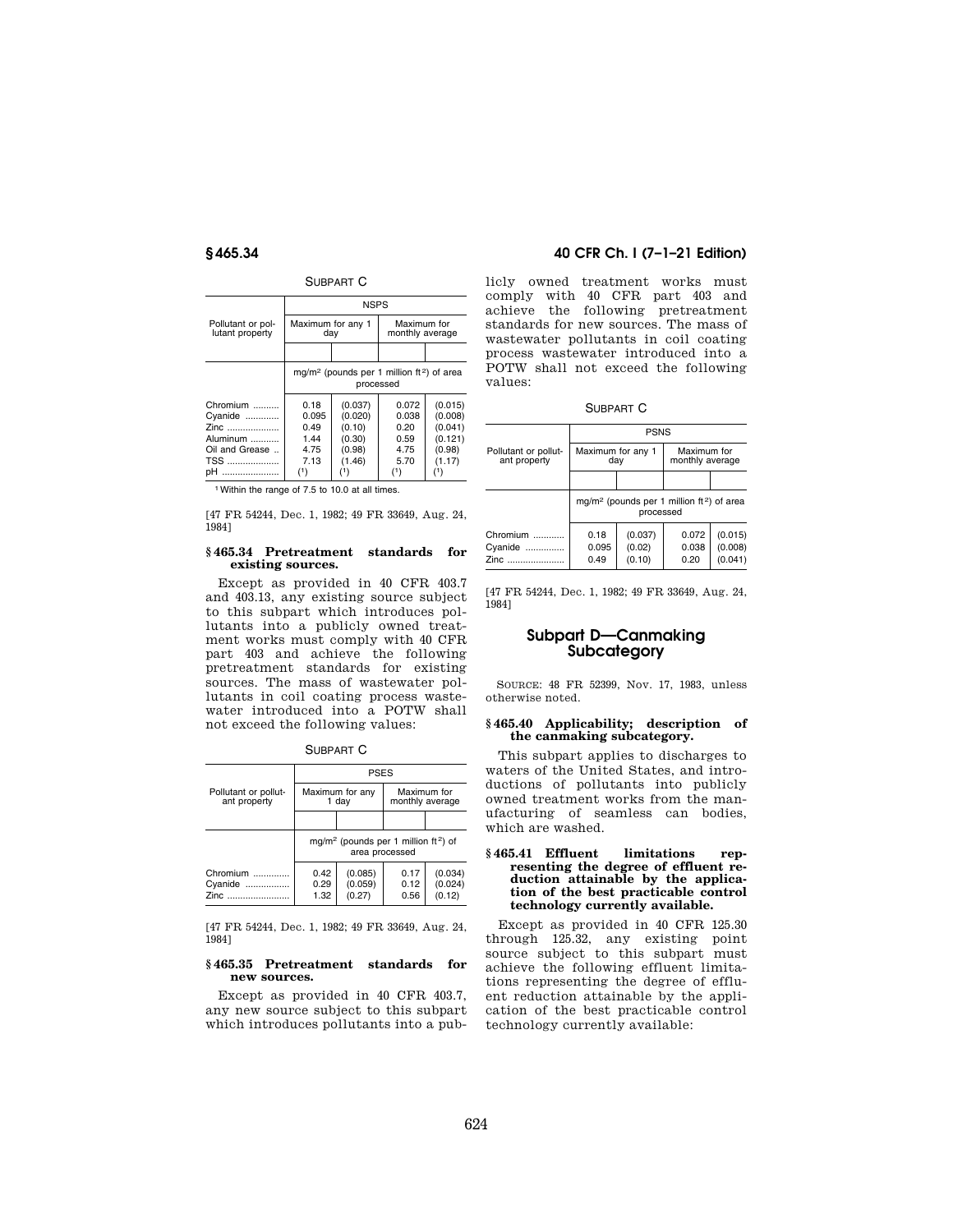SUBPART C

| Pollutant or pollutant property | NSPS | | | |
|---|---|---|---|---|
| | Maximum for any 1 day | | Maximum for monthly average | |
| | mg/m² (pounds per 1 million ft²) of area processed | | | |
| Chromium | 0.18 | (0.037) | 0.072 | (0.015) |
| Cyanide | 0.095 | (0.020) | 0.038 | (0.008) |
| Zinc | 0.49 | (0.10) | 0.20 | (0.041) |
| Aluminum | 1.44 | (0.30) | 0.59 | (0.121) |
| Oil and Grease | 4.75 | (0.98) | 4.75 | (0.98) |
| TSS | 7.13 | (1.46) | 5.70 | (1.17) |
| pH | (1) | (1) | (1) | (1) |

[1] Within the range of 7.5 to 10.0 at all times.

[47 FR 54244, Dec. 1, 1982; 49 FR 33649, Aug. 24, 1984]

### § 465.34 Pretreatment standards for existing sources.

Except as provided in 40 CFR 403.7 and 403.13, any existing source subject to this subpart which introduces pollutants into a publicly owned treatment works must comply with 40 CFR part 403 and achieve the following pretreatment standards for existing sources. The mass of wastewater pollutants in coil coating process wastewater introduced into a POTW shall not exceed the following values:

SUBPART C

| Pollutant or pollutant property | PSES | | | |
|---|---|---|---|---|
| | Maximum for any 1 day | | Maximum for monthly average | |
| | mg/m² (pounds per 1 million ft²) of area processed | | | |
| Chromium | 0.42 | (0.085) | 0.17 | (0.034) |
| Cyanide | 0.29 | (0.059) | 0.12 | (0.024) |
| Zinc | 1.32 | (0.27) | 0.56 | (0.12) |

[47 FR 54244, Dec. 1, 1982; 49 FR 33649, Aug. 24, 1984]

### § 465.35 Pretreatment standards for new sources.

Except as provided in 40 CFR 403.7, any new source subject to this subpart which introduces pollutants into a publicly owned treatment works must comply with 40 CFR part 403 and achieve the following pretreatment standards for new sources. The mass of wastewater pollutants in coil coating process wastewater introduced into a POTW shall not exceed the following values:

SUBPART C

| Pollutant or pollutant property | PSNS | | | |
|---|---|---|---|---|
| | Maximum for any 1 day | | Maximum for monthly average | |
| | mg/m² (pounds per 1 million ft²) of area processed | | | |
| Chromium | 0.18 | (0.037) | 0.072 | (0.015) |
| Cyanide | 0.095 | (0.02) | 0.038 | (0.008) |
| Zinc | 0.49 | (0.10) | 0.20 | (0.041) |

[47 FR 54244, Dec. 1, 1982; 49 FR 33649, Aug. 24, 1984]

## Subpart D—Canmaking Subcategory

SOURCE: 48 FR 52399, Nov. 17, 1983, unless otherwise noted.

### § 465.40 Applicability; description of the canmaking subcategory.

This subpart applies to discharges to waters of the United States, and introductions of pollutants into publicly owned treatment works from the manufacturing of seamless can bodies, which are washed.

### § 465.41 Effluent limitations representing the degree of effluent reduction attainable by the application of the best practicable control technology currently available.

Except as provided in 40 CFR 125.30 through 125.32, any existing point source subject to this subpart must achieve the following effluent limitations representing the degree of effluent reduction attainable by the application of the best practicable control technology currently available: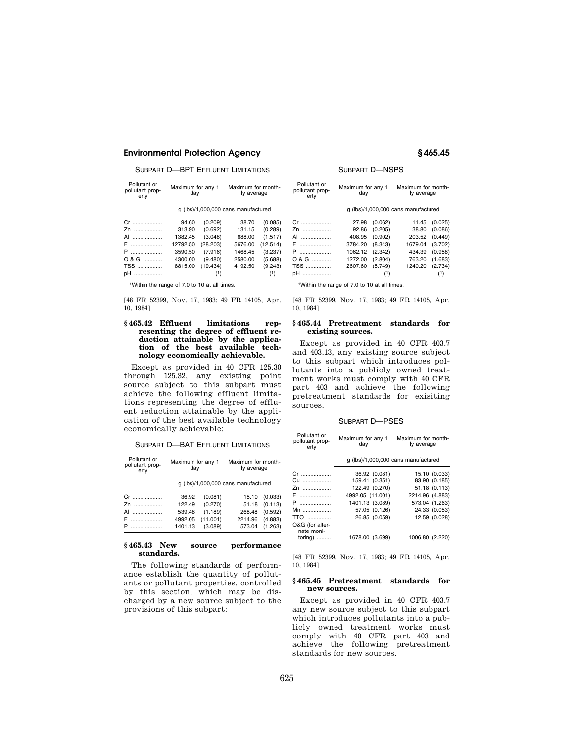SUBPART D—BPT EFFLUENT LIMITATIONS

| Pollutant or pollutant property | Maximum for any 1 day | | Maximum for monthly average | |
|---|---|---|---|---|
| | g (lbs)/1,000,000 cans manufactured | | | |
| Cr | 94.60 | (0.209) | 38.70 | (0.085) |
| Zn | 313.90 | (0.692) | 131.15 | (0.289) |
| Al | 1382.45 | (3.048) | 688.00 | (1.517) |
| F | 12792.50 | (28.203) | 5676.00 | (12.514) |
| P | 3590.50 | (7.916) | 1468.45 | (3.237) |
| O & G | 4300.00 | (9.480) | 2580.00 | (5.688) |
| TSS | 8815.00 | (19.434) | 4192.50 | (9.243) |
| pH | | (1) | | (1) |

[1] Within the range of 7.0 to 10 at all times.

[48 FR 52399, Nov. 17, 1983; 49 FR 14105, Apr. 10, 1984]

### § 465.42 Effluent limitations representing the degree of effluent reduction attainable by the application of the best available technology economically achievable.

Except as provided in 40 CFR 125.30 through 125.32, any existing point source subject to this subpart must achieve the following effluent limitations representing the degree of effluent reduction attainable by the application of the best available technology economically achievable:

SUBPART D—BAT EFFLUENT LIMITATIONS

| Pollutant or pollutant property | Maximum for any 1 day | | Maximum for monthly average | |
|---|---|---|---|---|
| | g (lbs)/1,000,000 cans manufactured | | | |
| Cr | 36.92 | (0.081) | 15.10 | (0.033) |
| Zn | 122.49 | (0.270) | 51.18 | (0.113) |
| Al | 539.48 | (1.189) | 268.48 | (0.592) |
| F | 4992.05 | (11.001) | 2214.96 | (4.883) |
| P | 1401.13 | (3.089) | 573.04 | (1.263) |

### § 465.43 New source performance standards.

The following standards of performance establish the quantity of pollutants or pollutant properties, controlled by this section, which may be discharged by a new source subject to the provisions of this subpart:

SUBPART D—NSPS

| Pollutant or pollutant property | Maximum for any 1 day | | Maximum for monthly average | |
|---|---|---|---|---|
| | g (lbs)/1,000,000 cans manufactured | | | |
| Cr | 27.98 | (0.062) | 11.45 | (0.025) |
| Zn | 92.86 | (0.205) | 38.80 | (0.086) |
| Al | 408.95 | (0.902) | 203.52 | (0.449) |
| F | 3784.20 | (8.343) | 1679.04 | (3.702) |
| P | 1062.12 | (2.342) | 434.39 | (0.958) |
| O & G | 1272.00 | (2.804) | 763.20 | (1.683) |
| TSS | 2607.60 | (5.749) | 1240.20 | (2.734) |
| pH | | (1) | | (1) |

[1] Within the range of 7.0 to 10 at all times.

[48 FR 52399, Nov. 17, 1983; 49 FR 14105, Apr. 10, 1984]

### § 465.44 Pretreatment standards for existing sources.

Except as provided in 40 CFR 403.7 and 403.13, any existing source subject to this subpart which introduces pollutants into a publicly owned treatment works must comply with 40 CFR part 403 and achieve the following pretreatment standards for exisiting sources.

SUBPART D—PSES

| Pollutant or pollutant property | Maximum for any 1 day | | Maximum for monthly average | |
|---|---|---|---|---|
| | g (lbs)/1,000,000 cans manufactured | | | |
| Cr | 36.92 | (0.081) | 15.10 | (0.033) |
| Cu | 159.41 | (0.351) | 83.90 | (0.185) |
| Zn | 122.49 | (0.270) | 51.18 | (0.113) |
| F | 4992.05 | (11.001) | 2214.96 | (4.883) |
| P | 1401.13 | (3.089) | 573.04 | (1.263) |
| Mn | 57.05 | (0.126) | 24.33 | (0.053) |
| TTO | 26.85 | (0.059) | 12.59 | (0.028) |
| O&G (for alternate monitoring) | 1678.00 | (3.699) | 1006.80 | (2.220) |

[48 FR 52399, Nov. 17, 1983; 49 FR 14105, Apr. 10, 1984]

### § 465.45 Pretreatment standards for new sources.

Except as provided in 40 CFR 403.7 any new source subject to this subpart which introduces pollutants into a publicly owned treatment works must comply with 40 CFR part 403 and achieve the following pretreatment standards for new sources.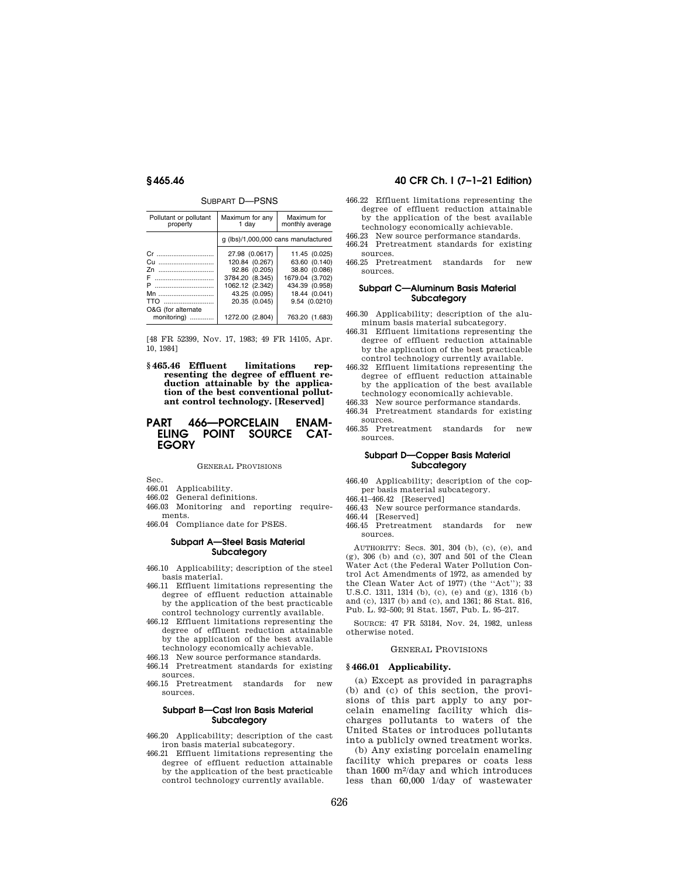SUBPART D—PSNS

| Pollutant or pollutant property | Maximum for any 1 day | Maximum for monthly average |
|---|---|---|
| | g (lbs)/1,000,000 cans manufactured | |
| Cr | 27.98 (0.0617) | 11.45 (0.025) |
| Cu | 120.84 (0.267) | 63.60 (0.140) |
| Zn | 92.86 (0.205) | 38.80 (0.086) |
| F | 3784.20 (8.345) | 1679.04 (3.702) |
| P | 1062.12 (2.342) | 434.39 (0.958) |
| Mn | 43.25 (0.095) | 18.44 (0.041) |
| TTO | 20.35 (0.045) | 9.54 (0.0210) |
| O&G (for alternate monitoring) | 1272.00 (2.804) | 763.20 (1.683) |

[48 FR 52399, Nov. 17, 1983; 49 FR 14105, Apr. 10, 1984]

**§ 465.46 Effluent limitations representing the degree of effluent reduction attainable by the application of the best conventional pollutant control technology. [Reserved]**

# PART 466—PORCELAIN ENAMELING POINT SOURCE CATEGORY

GENERAL PROVISIONS

Sec.
466.01 Applicability.
466.02 General definitions.
466.03 Monitoring and reporting requirements.
466.04 Compliance date for PSES.

### Subpart A—Steel Basis Material Subcategory

466.10 Applicability; description of the steel basis material.
466.11 Effluent limitations representing the degree of effluent reduction attainable by the application of the best practicable control technology currently available.
466.12 Effluent limitations representing the degree of effluent reduction attainable by the application of the best available technology economically achievable.
466.13 New source performance standards.
466.14 Pretreatment standards for existing sources.
466.15 Pretreatment standards for new sources.

### Subpart B—Cast Iron Basis Material Subcategory

466.20 Applicability; description of the cast iron basis material subcategory.
466.21 Effluent limitations representing the degree of effluent reduction attainable by the application of the best practicable control technology currently available.
466.22 Effluent limitations representing the degree of effluent reduction attainable by the application of the best available technology economically achievable.
466.23 New source performance standards.
466.24 Pretreatment standards for existing sources.
466.25 Pretreatment standards for new sources.

### Subpart C—Aluminum Basis Material Subcategory

466.30 Applicability; description of the aluminum basis material subcategory.
466.31 Effluent limitations representing the degree of effluent reduction attainable by the application of the best practicable control technology currently available.
466.32 Effluent limitations representing the degree of effluent reduction attainable by the application of the best available technology economically achievable.
466.33 New source performance standards.
466.34 Pretreatment standards for existing sources.
466.35 Pretreatment standards for new sources.

### Subpart D—Copper Basis Material Subcategory

466.40 Applicability; description of the copper basis material subcategory.
466.41–466.42 [Reserved]
466.43 New source performance standards.
466.44 [Reserved]
466.45 Pretreatment standards for new sources.

AUTHORITY: Secs. 301, 304 (b), (c), (e), and (g), 306 (b) and (c), 307 and 501 of the Clean Water Act (the Federal Water Pollution Control Act Amendments of 1972, as amended by the Clean Water Act of 1977) (the "Act"); 33 U.S.C. 1311, 1314 (b), (c), (e) and (g), 1316 (b) and (c), 1317 (b) and (c), and 1361; 86 Stat. 816, Pub. L. 92–500; 91 Stat. 1567, Pub. L. 95–217.

SOURCE: 47 FR 53184, Nov. 24, 1982, unless otherwise noted.

GENERAL PROVISIONS

**§ 466.01 Applicability.**

(a) Except as provided in paragraphs (b) and (c) of this section, the provisions of this part apply to any porcelain enameling facility which discharges pollutants to waters of the United States or introduces pollutants into a publicly owned treatment works.

(b) Any existing porcelain enameling facility which prepares or coats less than 1600 $m^2$/day and which introduces less than 60,000 1/day of wastewater